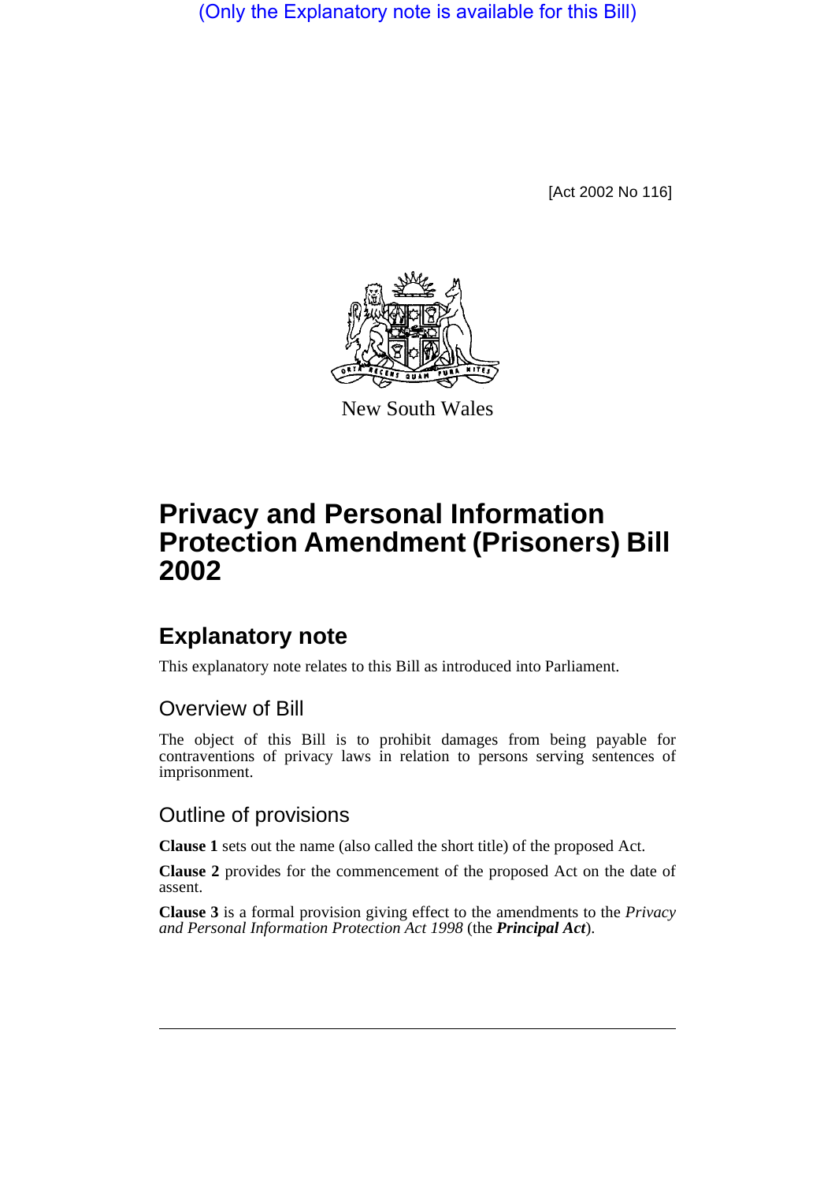(Only the Explanatory note is available for this Bill)

[Act 2002 No 116]

New South Wales

# Privacy and Personal Information Protection Amendment (Prisoners) Bill 2002

## Explanatory note

This explanatory note relates to this Bill as introduced into Parliament.

### Overview of Bill

The object of this Bill is to prohibit damages from being payable for contraventions of privacy laws in relation to persons serving sentences of imprisonment.

### Outline of provisions

**Clause 1** sets out the name (also called the short title) of the proposed Act.

**Clause 2** provides for the commencement of the proposed Act on the date of assent.

**Clause 3** is a formal provision giving effect to the amendments to the *Privacy and Personal Information Protection Act 1998* (the ***Principal Act***).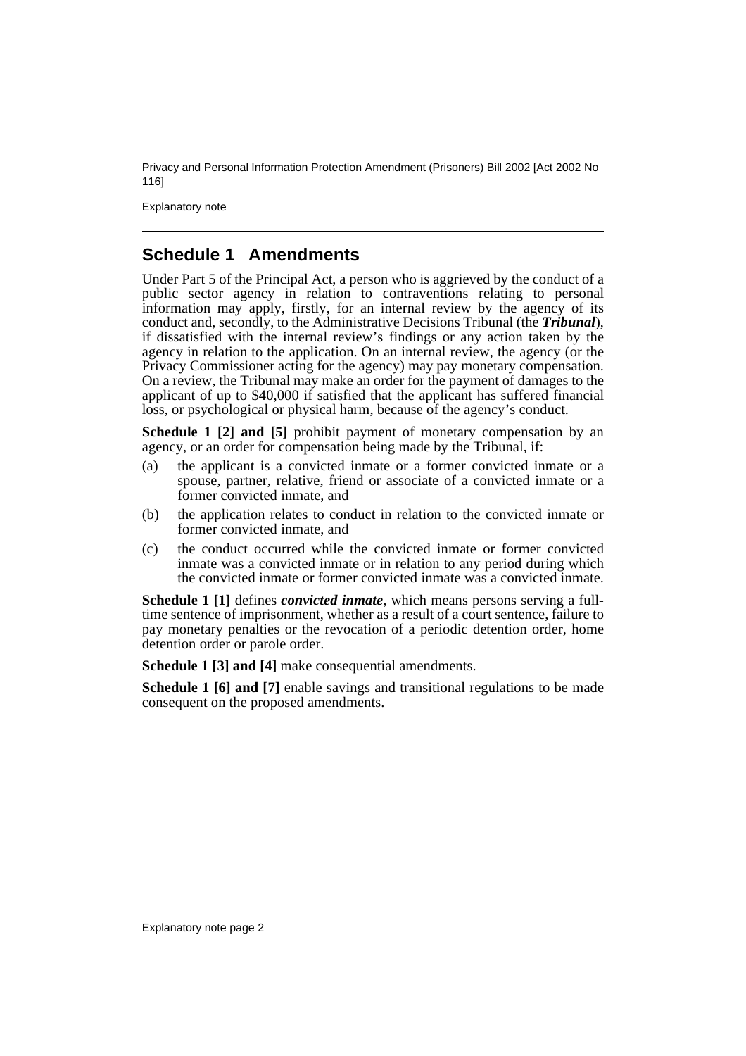## Schedule 1 Amendments

Under Part 5 of the Principal Act, a person who is aggrieved by the conduct of a public sector agency in relation to contraventions relating to personal information may apply, firstly, for an internal review by the agency of its conduct and, secondly, to the Administrative Decisions Tribunal (the ***Tribunal***), if dissatisfied with the internal review's findings or any action taken by the agency in relation to the application. On an internal review, the agency (or the Privacy Commissioner acting for the agency) may pay monetary compensation. On a review, the Tribunal may make an order for the payment of damages to the applicant of up to $40,000 if satisfied that the applicant has suffered financial loss, or psychological or physical harm, because of the agency's conduct.

**Schedule 1 [2] and [5]** prohibit payment of monetary compensation by an agency, or an order for compensation being made by the Tribunal, if:

(a) the applicant is a convicted inmate or a former convicted inmate or a spouse, partner, relative, friend or associate of a convicted inmate or a former convicted inmate, and

(b) the application relates to conduct in relation to the convicted inmate or former convicted inmate, and

(c) the conduct occurred while the convicted inmate or former convicted inmate was a convicted inmate or in relation to any period during which the convicted inmate or former convicted inmate was a convicted inmate.

**Schedule 1 [1]** defines ***convicted inmate***, which means persons serving a full-time sentence of imprisonment, whether as a result of a court sentence, failure to pay monetary penalties or the revocation of a periodic detention order, home detention order or parole order.

**Schedule 1 [3] and [4]** make consequential amendments.

**Schedule 1 [6] and [7]** enable savings and transitional regulations to be made consequent on the proposed amendments.